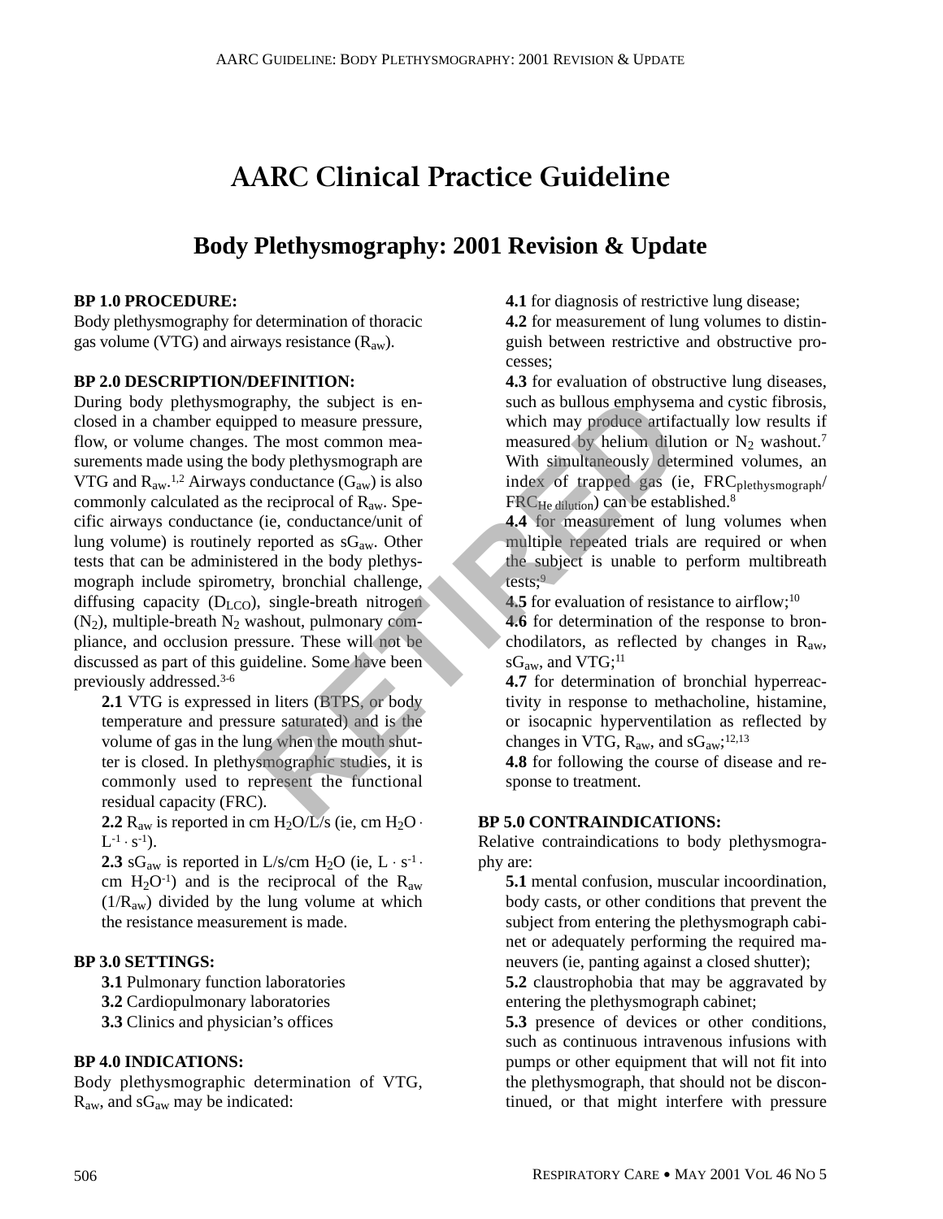// AARC Clinical Practice Guideline

# Body Plethysmography: 2001 Revision & Update

**BP 1.0 PROCEDURE:**

Body plethysmography for determination of thoracic gas volume (VTG) and airways resistance ($R_{aw}$).

**BP 2.0 DESCRIPTION/DEFINITION:**

During body plethysmography, the subject is enclosed in a chamber equipped to measure pressure, flow, or volume changes. The most common measurements made using the body plethysmograph are VTG and $R_{aw}$.[1,2] Airways conductance ($G_{aw}$) is also commonly calculated as the reciprocal of $R_{aw}$. Specific airways conductance (ie, conductance/unit of lung volume) is routinely reported as $sG_{aw}$. Other tests that can be administered in the body plethysmograph include spirometry, bronchial challenge, diffusing capacity ($D_{LCO}$), single-breath nitrogen ($N_2$), multiple-breath $N_2$ washout, pulmonary compliance, and occlusion pressure. These will not be discussed as part of this guideline. Some have been previously addressed.[3-6]

**2.1** VTG is expressed in liters (BTPS, or body temperature and pressure saturated) and is the volume of gas in the lung when the mouth shutter is closed. In plethysmographic studies, it is commonly used to represent the functional residual capacity (FRC).

**2.2** $R_{aw}$ is reported in cm $H_2O$/L/s (ie, cm $H_2O \cdot L^{-1} \cdot s^{-1}$).

**2.3** $sG_{aw}$ is reported in L/s/cm $H_2O$ (ie, $L \cdot s^{-1} \cdot$ cm $H_2O^{-1}$) and is the reciprocal of the $R_{aw}$ ($1/R_{aw}$) divided by the lung volume at which the resistance measurement is made.

**BP 3.0 SETTINGS:**

**3.1** Pulmonary function laboratories

**3.2** Cardiopulmonary laboratories

**3.3** Clinics and physician's offices

**BP 4.0 INDICATIONS:**

Body plethysmographic determination of VTG, $R_{aw}$, and $sG_{aw}$ may be indicated:

**4.1** for diagnosis of restrictive lung disease;

**4.2** for measurement of lung volumes to distinguish between restrictive and obstructive processes;

**4.3** for evaluation of obstructive lung diseases, such as bullous emphysema and cystic fibrosis, which may produce artifactually low results if measured by helium dilution or $N_2$ washout.[7] With simultaneously determined volumes, an index of trapped gas (ie, $FRC_{plethysmograph}/FRC_{He\ dilution}$) can be established.[8]

**4.4** for measurement of lung volumes when multiple repeated trials are required or when the subject is unable to perform multibreath tests;[9]

**4.5** for evaluation of resistance to airflow;[10]

**4.6** for determination of the response to bronchodilators, as reflected by changes in $R_{aw}$, $sG_{aw}$, and VTG;[11]

**4.7** for determination of bronchial hyperreactivity in response to methacholine, histamine, or isocapnic hyperventilation as reflected by changes in VTG, $R_{aw}$, and $sG_{aw}$;[12,13]

**4.8** for following the course of disease and response to treatment.

**BP 5.0 CONTRAINDICATIONS:**

Relative contraindications to body plethysmography are:

**5.1** mental confusion, muscular incoordination, body casts, or other conditions that prevent the subject from entering the plethysmograph cabinet or adequately performing the required maneuvers (ie, panting against a closed shutter);

**5.2** claustrophobia that may be aggravated by entering the plethysmograph cabinet;

**5.3** presence of devices or other conditions, such as continuous intravenous infusions with pumps or other equipment that will not fit into the plethysmograph, that should not be discontinued, or that might interfere with pressure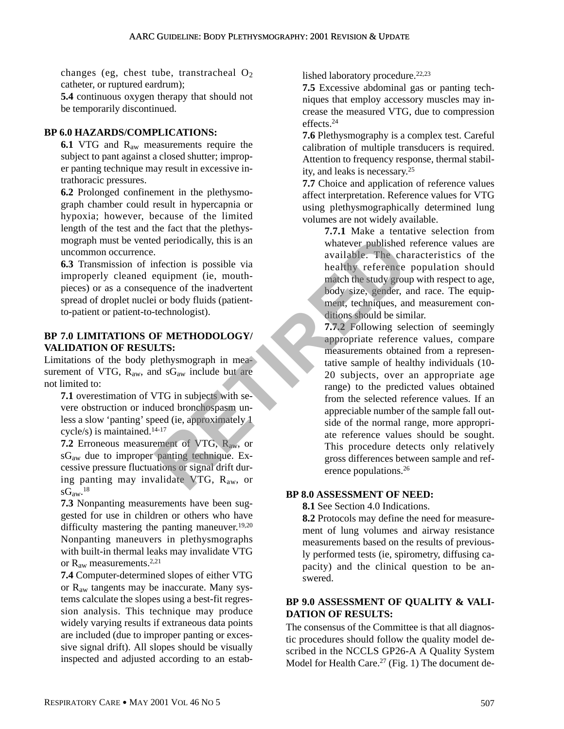changes (eg, chest tube, transtracheal $O_2$ catheter, or ruptured eardrum);

**5.4** continuous oxygen therapy that should not be temporarily discontinued.

## BP 6.0 HAZARDS/COMPLICATIONS:

**6.1** VTG and $R_{aw}$ measurements require the subject to pant against a closed shutter; improper panting technique may result in excessive intrathoracic pressures.

**6.2** Prolonged confinement in the plethysmograph chamber could result in hypercapnia or hypoxia; however, because of the limited length of the test and the fact that the plethysmograph must be vented periodically, this is an uncommon occurrence.

**6.3** Transmission of infection is possible via improperly cleaned equipment (ie, mouthpieces) or as a consequence of the inadvertent spread of droplet nuclei or body fluids (patient-to-patient or patient-to-technologist).

## BP 7.0 LIMITATIONS OF METHODOLOGY/ VALIDATION OF RESULTS:

Limitations of the body plethysmograph in measurement of VTG, $R_{aw}$, and $sG_{aw}$ include but are not limited to:

**7.1** overestimation of VTG in subjects with severe obstruction or induced bronchospasm unless a slow 'panting' speed (ie, approximately 1 cycle/s) is maintained.[14-17]

**7.2** Erroneous measurement of VTG, $R_{aw}$, or $sG_{aw}$ due to improper panting technique. Excessive pressure fluctuations or signal drift during panting may invalidate VTG, $R_{aw}$, or $sG_{aw}$.[18]

**7.3** Nonpanting measurements have been suggested for use in children or others who have difficulty mastering the panting maneuver.[19,20] Nonpanting maneuvers in plethysmographs with built-in thermal leaks may invalidate VTG or $R_{aw}$ measurements.[2,21]

**7.4** Computer-determined slopes of either VTG or $R_{aw}$ tangents may be inaccurate. Many systems calculate the slopes using a best-fit regression analysis. This technique may produce widely varying results if extraneous data points are included (due to improper panting or excessive signal drift). All slopes should be visually inspected and adjusted according to an established laboratory procedure.[22,23]

**7.5** Excessive abdominal gas or panting techniques that employ accessory muscles may increase the measured VTG, due to compression effects.[24]

**7.6** Plethysmography is a complex test. Careful calibration of multiple transducers is required. Attention to frequency response, thermal stability, and leaks is necessary.[25]

**7.7** Choice and application of reference values affect interpretation. Reference values for VTG using plethysmographically determined lung volumes are not widely available.

**7.7.1** Make a tentative selection from whatever published reference values are available. The characteristics of the healthy reference population should match the study group with respect to age, body size, gender, and race. The equipment, techniques, and measurement conditions should be similar.

**7.7.2** Following selection of seemingly appropriate reference values, compare measurements obtained from a representative sample of healthy individuals (10-20 subjects, over an appropriate age range) to the predicted values obtained from the selected reference values. If an appreciable number of the sample fall outside of the normal range, more appropriate reference values should be sought. This procedure detects only relatively gross differences between sample and reference populations.[26]

## BP 8.0 ASSESSMENT OF NEED:

**8.1** See Section 4.0 Indications.

**8.2** Protocols may define the need for measurement of lung volumes and airway resistance measurements based on the results of previously performed tests (ie, spirometry, diffusing capacity) and the clinical question to be answered.

## BP 9.0 ASSESSMENT OF QUALITY & VALIDATION OF RESULTS:

The consensus of the Committee is that all diagnostic procedures should follow the quality model described in the NCCLS GP26-A A Quality System Model for Health Care.[27] (Fig. 1) The document de-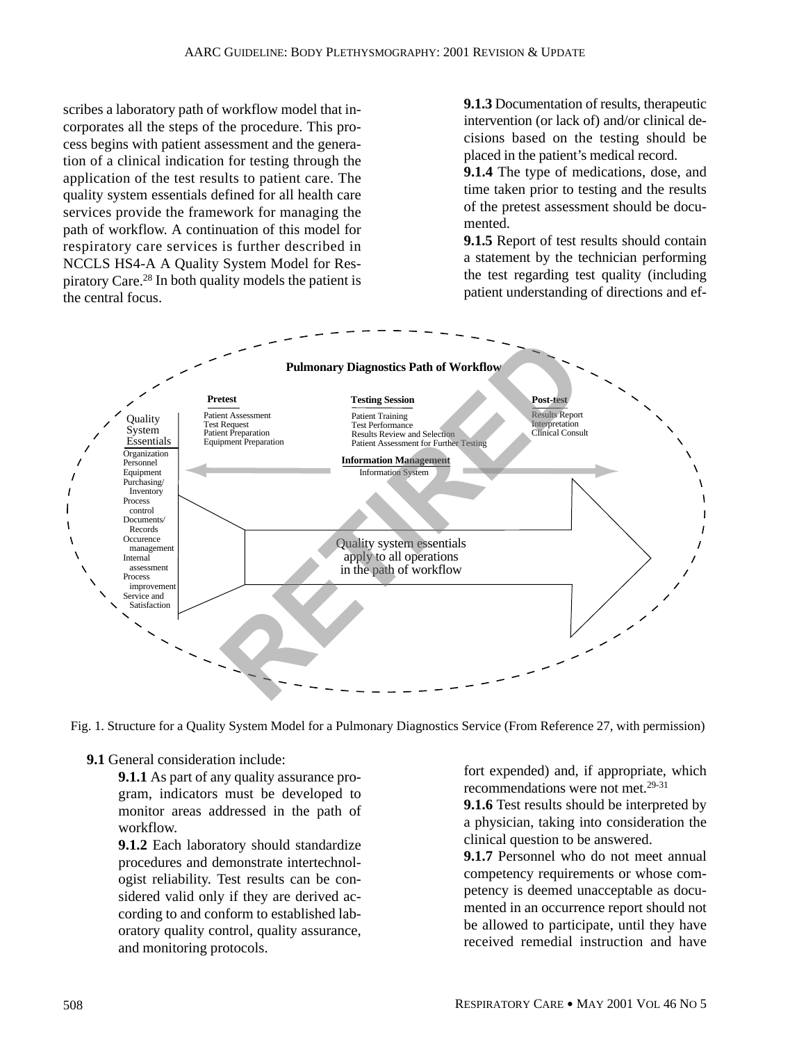scribes a laboratory path of workflow model that incorporates all the steps of the procedure. This process begins with patient assessment and the generation of a clinical indication for testing through the application of the test results to patient care. The quality system essentials defined for all health care services provide the framework for managing the path of workflow. A continuation of this model for respiratory care services is further described in NCCLS HS4-A A Quality System Model for Respiratory Care.[28] In both quality models the patient is the central focus.

**9.1.3** Documentation of results, therapeutic intervention (or lack of) and/or clinical decisions based on the testing should be placed in the patient's medical record.

**9.1.4** The type of medications, dose, and time taken prior to testing and the results of the pretest assessment should be documented.

**9.1.5** Report of test results should contain a statement by the technician performing the test regarding test quality (including patient understanding of directions and effort expended) and, if appropriate, which recommendations were not met.[29-31]

**Pulmonary Diagnostics Path of Workflow**

**Pretest**
Patient Assessment
Test Request
Patient Preparation
Equipment Preparation

**Testing Session**
Patient Training
Test Performance
Results Review and Selection
Patient Assessment for Further Testing

**Post-test**
Results Report
Interpretation
Clinical Consult

**Information Management**
Information System

Quality System Essentials
Organization
Personnel
Equipment
Purchasing/Inventory
Process control
Documents/Records
Occurence management
Internal assessment
Process improvement
Service and Satisfaction

Quality system essentials apply to all operations in the path of workflow

Fig. 1. Structure for a Quality System Model for a Pulmonary Diagnostics Service (From Reference 27, with permission)

**9.1** General consideration include:

**9.1.1** As part of any quality assurance program, indicators must be developed to monitor areas addressed in the path of workflow.

**9.1.2** Each laboratory should standardize procedures and demonstrate intertechnologist reliability. Test results can be considered valid only if they are derived according to and conform to established laboratory quality control, quality assurance, and monitoring protocols.

**9.1.6** Test results should be interpreted by a physician, taking into consideration the clinical question to be answered.

**9.1.7** Personnel who do not meet annual competency requirements or whose competency is deemed unacceptable as documented in an occurrence report should not be allowed to participate, until they have received remedial instruction and have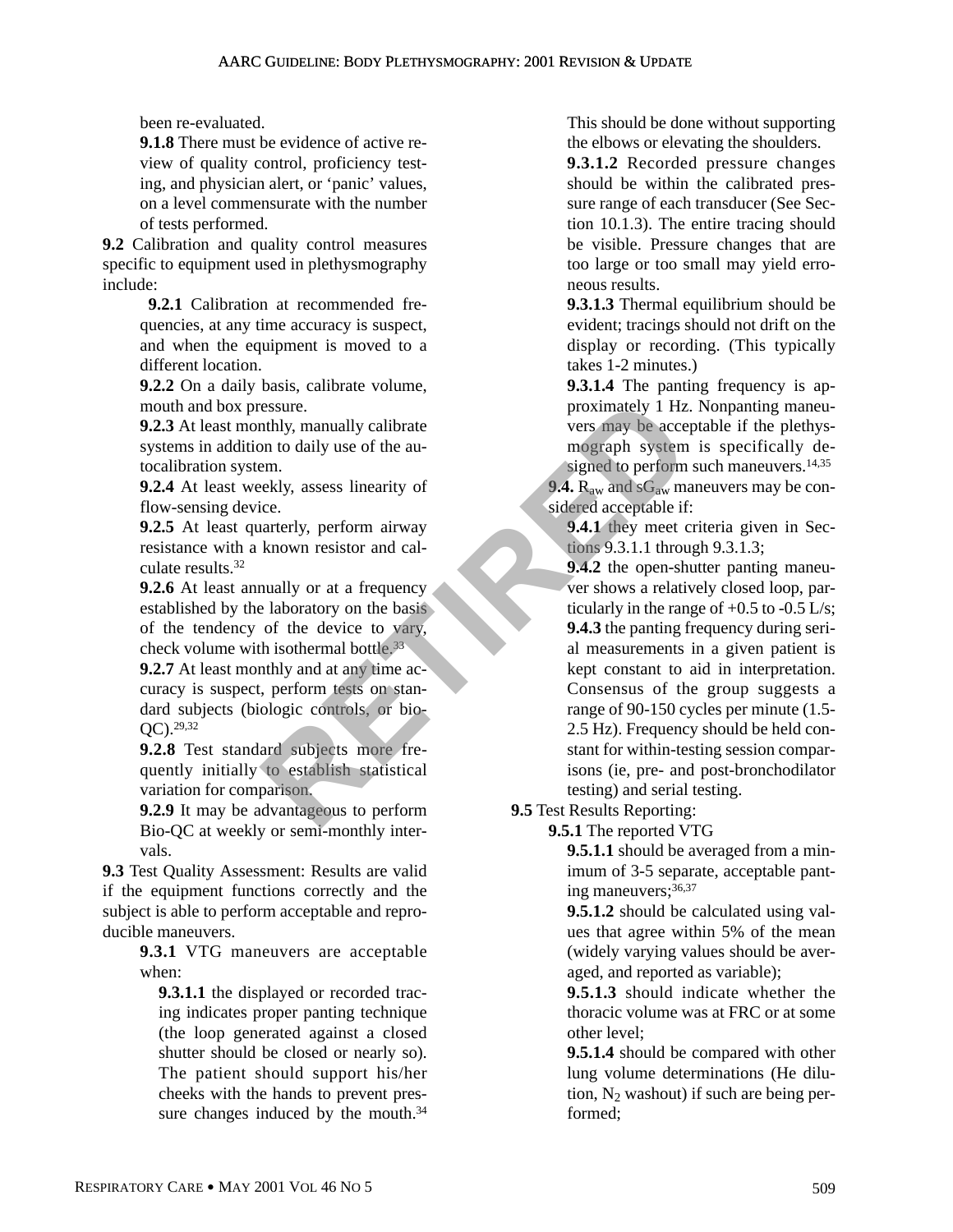been re-evaluated.

**9.1.8** There must be evidence of active review of quality control, proficiency testing, and physician alert, or 'panic' values, on a level commensurate with the number of tests performed.

**9.2** Calibration and quality control measures specific to equipment used in plethysmography include:

**9.2.1** Calibration at recommended frequencies, at any time accuracy is suspect, and when the equipment is moved to a different location.

**9.2.2** On a daily basis, calibrate volume, mouth and box pressure.

**9.2.3** At least monthly, manually calibrate systems in addition to daily use of the autocalibration system.

**9.2.4** At least weekly, assess linearity of flow-sensing device.

**9.2.5** At least quarterly, perform airway resistance with a known resistor and calculate results.[32]

**9.2.6** At least annually or at a frequency established by the laboratory on the basis of the tendency of the device to vary, check volume with isothermal bottle.[33]

**9.2.7** At least monthly and at any time accuracy is suspect, perform tests on standard subjects (biologic controls, or bio-QC).[29,32]

**9.2.8** Test standard subjects more frequently initially to establish statistical variation for comparison.

**9.2.9** It may be advantageous to perform Bio-QC at weekly or semi-monthly intervals.

**9.3** Test Quality Assessment: Results are valid if the equipment functions correctly and the subject is able to perform acceptable and reproducible maneuvers.

**9.3.1** VTG maneuvers are acceptable when:

**9.3.1.1** the displayed or recorded tracing indicates proper panting technique (the loop generated against a closed shutter should be closed or nearly so). The patient should support his/her cheeks with the hands to prevent pressure changes induced by the mouth.[34] This should be done without supporting the elbows or elevating the shoulders.

**9.3.1.2** Recorded pressure changes should be within the calibrated pressure range of each transducer (See Section 10.1.3). The entire tracing should be visible. Pressure changes that are too large or too small may yield erroneous results.

**9.3.1.3** Thermal equilibrium should be evident; tracings should not drift on the display or recording. (This typically takes 1-2 minutes.)

**9.3.1.4** The panting frequency is approximately 1 Hz. Nonpanting maneuvers may be acceptable if the plethysmograph system is specifically designed to perform such maneuvers.[14,35]

**9.4.** $R_{aw}$ and $sG_{aw}$ maneuvers may be considered acceptable if:

**9.4.1** they meet criteria given in Sections 9.3.1.1 through 9.3.1.3;

**9.4.2** the open-shutter panting maneuver shows a relatively closed loop, particularly in the range of +0.5 to -0.5 L/s;

**9.4.3** the panting frequency during serial measurements in a given patient is kept constant to aid in interpretation. Consensus of the group suggests a range of 90-150 cycles per minute (1.5-2.5 Hz). Frequency should be held constant for within-testing session comparisons (ie, pre- and post-bronchodilator testing) and serial testing.

**9.5** Test Results Reporting:

**9.5.1** The reported VTG

**9.5.1.1** should be averaged from a minimum of 3-5 separate, acceptable panting maneuvers;[36,37]

**9.5.1.2** should be calculated using values that agree within 5% of the mean (widely varying values should be averaged, and reported as variable);

**9.5.1.3** should indicate whether the thoracic volume was at FRC or at some other level;

**9.5.1.4** should be compared with other lung volume determinations (He dilution, $N_2$ washout) if such are being performed;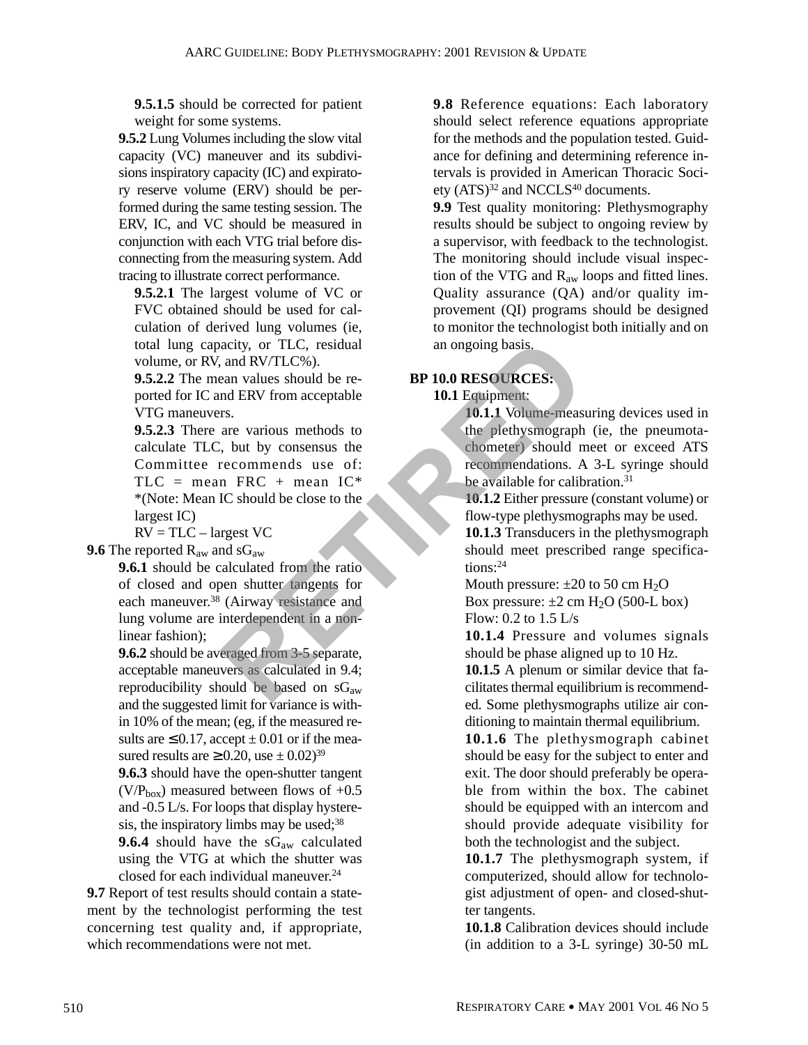**9.5.1.5** should be corrected for patient weight for some systems.

**9.5.2** Lung Volumes including the slow vital capacity (VC) maneuver and its subdivisions inspiratory capacity (IC) and expiratory reserve volume (ERV) should be performed during the same testing session. The ERV, IC, and VC should be measured in conjunction with each VTG trial before disconnecting from the measuring system. Add tracing to illustrate correct performance.

**9.5.2.1** The largest volume of VC or FVC obtained should be used for calculation of derived lung volumes (ie, total lung capacity, or TLC, residual volume, or RV, and RV/TLC%).

**9.5.2.2** The mean values should be reported for IC and ERV from acceptable VTG maneuvers.

**9.5.2.3** There are various methods to calculate TLC, but by consensus the Committee recommends use of: TLC = mean FRC + mean IC* *(Note: Mean IC should be close to the largest IC)

RV = TLC – largest VC

**9.6** The reported $R_{aw}$ and $sG_{aw}$

**9.6.1** should be calculated from the ratio of closed and open shutter tangents for each maneuver.[38] (Airway resistance and lung volume are interdependent in a nonlinear fashion);

**9.6.2** should be averaged from 3-5 separate, acceptable maneuvers as calculated in 9.4; reproducibility should be based on $sG_{aw}$ and the suggested limit for variance is within 10% of the mean; (eg, if the measured results are $\leq 0.17$, accept $\pm 0.01$ or if the measured results are $\geq 0.20$, use $\pm 0.02$)[39]

**9.6.3** should have the open-shutter tangent ($V/P_{box}$) measured between flows of +0.5 and -0.5 L/s. For loops that display hysteresis, the inspiratory limbs may be used;[38]

**9.6.4** should have the $sG_{aw}$ calculated using the VTG at which the shutter was closed for each individual maneuver.[24]

**9.7** Report of test results should contain a statement by the technologist performing the test concerning test quality and, if appropriate, which recommendations were not met.

**9.8** Reference equations: Each laboratory should select reference equations appropriate for the methods and the population tested. Guidance for defining and determining reference intervals is provided in American Thoracic Society (ATS)[32] and NCCLS[40] documents.

**9.9** Test quality monitoring: Plethysmography results should be subject to ongoing review by a supervisor, with feedback to the technologist. The monitoring should include visual inspection of the VTG and $R_{aw}$ loops and fitted lines. Quality assurance (QA) and/or quality improvement (QI) programs should be designed to monitor the technologist both initially and on an ongoing basis.

## BP 10.0 RESOURCES:

**10.1** Equipment:

**10.1.1** Volume-measuring devices used in the plethysmograph (ie, the pneumotachometer) should meet or exceed ATS recommendations. A 3-L syringe should be available for calibration.[31]

**10.1.2** Either pressure (constant volume) or flow-type plethysmographs may be used.

**10.1.3** Transducers in the plethysmograph should meet prescribed range specifications:[24]

Mouth pressure: ±20 to 50 cm $H_2O$
Box pressure: ±2 cm $H_2O$ (500-L box)
Flow: 0.2 to 1.5 L/s

**10.1.4** Pressure and volumes signals should be phase aligned up to 10 Hz.

**10.1.5** A plenum or similar device that facilitates thermal equilibrium is recommended. Some plethysmographs utilize air conditioning to maintain thermal equilibrium.

**10.1.6** The plethysmograph cabinet should be easy for the subject to enter and exit. The door should preferably be operable from within the box. The cabinet should be equipped with an intercom and should provide adequate visibility for both the technologist and the subject.

**10.1.7** The plethysmograph system, if computerized, should allow for technologist adjustment of open- and closed-shutter tangents.

**10.1.8** Calibration devices should include (in addition to a 3-L syringe) 30-50 mL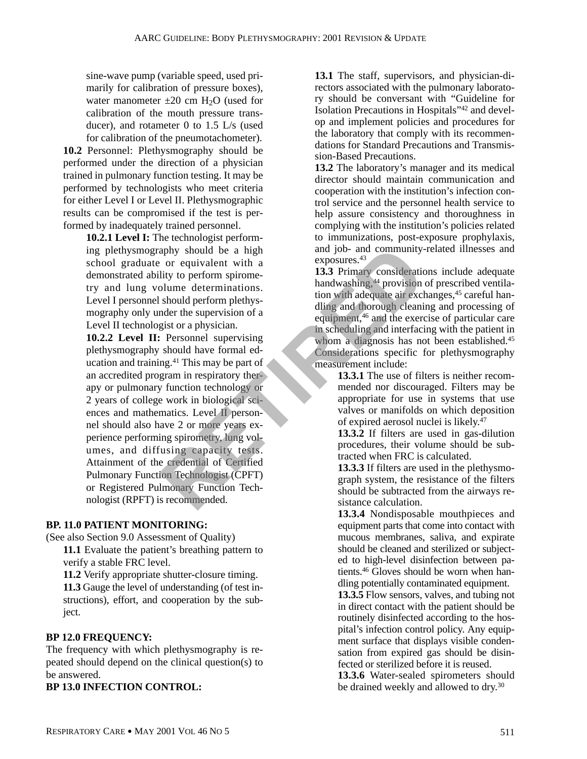sine-wave pump (variable speed, used primarily for calibration of pressure boxes), water manometer ±20 cm $H_2O$ (used for calibration of the mouth pressure transducer), and rotameter 0 to 1.5 L/s (used for calibration of the pneumotachometer).

**10.2** Personnel: Plethysmography should be performed under the direction of a physician trained in pulmonary function testing. It may be performed by technologists who meet criteria for either Level I or Level II. Plethysmographic results can be compromised if the test is performed by inadequately trained personnel.

**10.2.1 Level I:** The technologist performing plethysmography should be a high school graduate or equivalent with a demonstrated ability to perform spirometry and lung volume determinations. Level I personnel should perform plethysmography only under the supervision of a Level II technologist or a physician.

**10.2.2 Level II:** Personnel supervising plethysmography should have formal education and training.[41] This may be part of an accredited program in respiratory therapy or pulmonary function technology or 2 years of college work in biological sciences and mathematics. Level II personnel should also have 2 or more years experience performing spirometry, lung volumes, and diffusing capacity tests. Attainment of the credential of Certified Pulmonary Function Technologist (CPFT) or Registered Pulmonary Function Technologist (RPFT) is recommended.

**BP. 11.0 PATIENT MONITORING:**

(See also Section 9.0 Assessment of Quality)

**11.1** Evaluate the patient's breathing pattern to verify a stable FRC level.

**11.2** Verify appropriate shutter-closure timing.

**11.3** Gauge the level of understanding (of test instructions), effort, and cooperation by the subject.

**BP 12.0 FREQUENCY:**

The frequency with which plethysmography is repeated should depend on the clinical question(s) to be answered.

**BP 13.0 INFECTION CONTROL:**

**13.1** The staff, supervisors, and physician-directors associated with the pulmonary laboratory should be conversant with "Guideline for Isolation Precautions in Hospitals"[42] and develop and implement policies and procedures for the laboratory that comply with its recommendations for Standard Precautions and Transmission-Based Precautions.

**13.2** The laboratory's manager and its medical director should maintain communication and cooperation with the institution's infection control service and the personnel health service to help assure consistency and thoroughness in complying with the institution's policies related to immunizations, post-exposure prophylaxis, and job- and community-related illnesses and exposures.[43]

**13.3** Primary considerations include adequate handwashing,[44] provision of prescribed ventilation with adequate air exchanges,[45] careful handling and thorough cleaning and processing of equipment,[46] and the exercise of particular care in scheduling and interfacing with the patient in whom a diagnosis has not been established.[45] Considerations specific for plethysmography measurement include:

**13.3.1** The use of filters is neither recommended nor discouraged. Filters may be appropriate for use in systems that use valves or manifolds on which deposition of expired aerosol nuclei is likely.[47]

**13.3.2** If filters are used in gas-dilution procedures, their volume should be subtracted when FRC is calculated.

**13.3.3** If filters are used in the plethysmograph system, the resistance of the filters should be subtracted from the airways resistance calculation.

**13.3.4** Nondisposable mouthpieces and equipment parts that come into contact with mucous membranes, saliva, and expirate should be cleaned and sterilized or subjected to high-level disinfection between patients.[46] Gloves should be worn when handling potentially contaminated equipment.

**13.3.5** Flow sensors, valves, and tubing not in direct contact with the patient should be routinely disinfected according to the hospital's infection control policy. Any equipment surface that displays visible condensation from expired gas should be disinfected or sterilized before it is reused.

**13.3.6** Water-sealed spirometers should be drained weekly and allowed to dry.[30]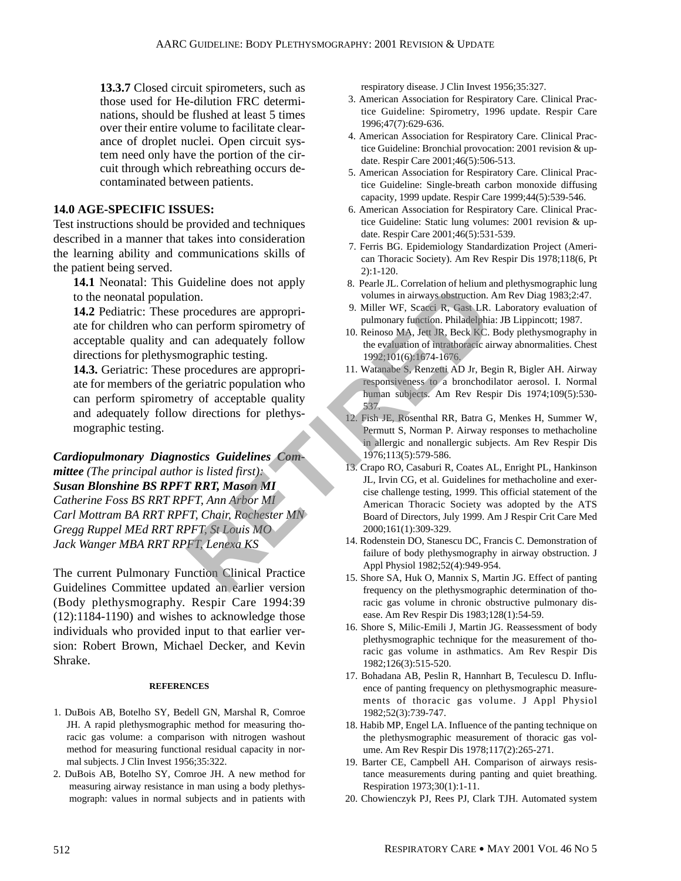**13.3.7** Closed circuit spirometers, such as those used for He-dilution FRC determinations, should be flushed at least 5 times over their entire volume to facilitate clearance of droplet nuclei. Open circuit system need only have the portion of the circuit through which rebreathing occurs decontaminated between patients.

## 14.0 AGE-SPECIFIC ISSUES:

Test instructions should be provided and techniques described in a manner that takes into consideration the learning ability and communications skills of the patient being served.

**14.1** Neonatal: This Guideline does not apply to the neonatal population.

**14.2** Pediatric: These procedures are appropriate for children who can perform spirometry of acceptable quality and can adequately follow directions for plethysmographic testing.

**14.3.** Geriatric: These procedures are appropriate for members of the geriatric population who can perform spirometry of acceptable quality and adequately follow directions for plethysmographic testing.

***Cardiopulmonary Diagnostics Guidelines Committee*** *(The principal author is listed first):*
***Susan Blonshine BS RPFT RRT, Mason MI***
*Catherine Foss BS RRT RPFT, Ann Arbor MI*
*Carl Mottram BA RRT RPFT, Chair, Rochester MN*
*Gregg Ruppel MEd RRT RPFT, St Louis MO*
*Jack Wanger MBA RRT RPFT, Lenexa KS*

The current Pulmonary Function Clinical Practice Guidelines Committee updated an earlier version (Body plethysmography. Respir Care 1994:39 (12):1184-1190) and wishes to acknowledge those individuals who provided input to that earlier version: Robert Brown, Michael Decker, and Kevin Shrake.

#### REFERENCES

1. DuBois AB, Botelho SY, Bedell GN, Marshal R, Comroe JH. A rapid plethysmographic method for measuring thoracic gas volume: a comparison with nitrogen washout method for measuring functional residual capacity in normal subjects. J Clin Invest 1956;35:322.
2. DuBois AB, Botelho SY, Comroe JH. A new method for measuring airway resistance in man using a body plethysmograph: values in normal subjects and in patients with respiratory disease. J Clin Invest 1956;35:327.
3. American Association for Respiratory Care. Clinical Practice Guideline: Spirometry, 1996 update. Respir Care 1996;47(7):629-636.
4. American Association for Respiratory Care. Clinical Practice Guideline: Bronchial provocation: 2001 revision & update. Respir Care 2001;46(5):506-513.
5. American Association for Respiratory Care. Clinical Practice Guideline: Single-breath carbon monoxide diffusing capacity, 1999 update. Respir Care 1999;44(5):539-546.
6. American Association for Respiratory Care. Clinical Practice Guideline: Static lung volumes: 2001 revision & update. Respir Care 2001;46(5):531-539.
7. Ferris BG. Epidemiology Standardization Project (American Thoracic Society). Am Rev Respir Dis 1978;118(6, Pt 2):1-120.
8. Pearle JL. Correlation of helium and plethysmographic lung volumes in airways obstruction. Am Rev Diag 1983;2:47.
9. Miller WF, Scacci R, Gast LR. Laboratory evaluation of pulmonary function. Philadelphia: JB Lippincott; 1987.
10. Reinoso MA, Jett JR, Beck KC. Body plethysmography in the evaluation of intrathoracic airway abnormalities. Chest 1992;101(6):1674-1676.
11. Watanabe S, Renzetti AD Jr, Begin R, Bigler AH. Airway responsiveness to a bronchodilator aerosol. I. Normal human subjects. Am Rev Respir Dis 1974;109(5):530-537.
12. Fish JE, Rosenthal RR, Batra G, Menkes H, Summer W, Permutt S, Norman P. Airway responses to methacholine in allergic and nonallergic subjects. Am Rev Respir Dis 1976;113(5):579-586.
13. Crapo RO, Casaburi R, Coates AL, Enright PL, Hankinson JL, Irvin CG, et al. Guidelines for methacholine and exercise challenge testing, 1999. This official statement of the American Thoracic Society was adopted by the ATS Board of Directors, July 1999. Am J Respir Crit Care Med 2000;161(1):309-329.
14. Rodenstein DO, Stanescu DC, Francis C. Demonstration of failure of body plethysmography in airway obstruction. J Appl Physiol 1982;52(4):949-954.
15. Shore SA, Huk O, Mannix S, Martin JG. Effect of panting frequency on the plethysmographic determination of thoracic gas volume in chronic obstructive pulmonary disease. Am Rev Respir Dis 1983;128(1):54-59.
16. Shore S, Milic-Emili J, Martin JG. Reassessment of body plethysmographic technique for the measurement of thoracic gas volume in asthmatics. Am Rev Respir Dis 1982;126(3):515-520.
17. Bohadana AB, Peslin R, Hannhart B, Teculescu D. Influence of panting frequency on plethysmographic measurements of thoracic gas volume. J Appl Physiol 1982;52(3):739-747.
18. Habib MP, Engel LA. Influence of the panting technique on the plethysmographic measurement of thoracic gas volume. Am Rev Respir Dis 1978;117(2):265-271.
19. Barter CE, Campbell AH. Comparison of airways resistance measurements during panting and quiet breathing. Respiration 1973;30(1):1-11.
20. Chowienczyk PJ, Rees PJ, Clark TJH. Automated system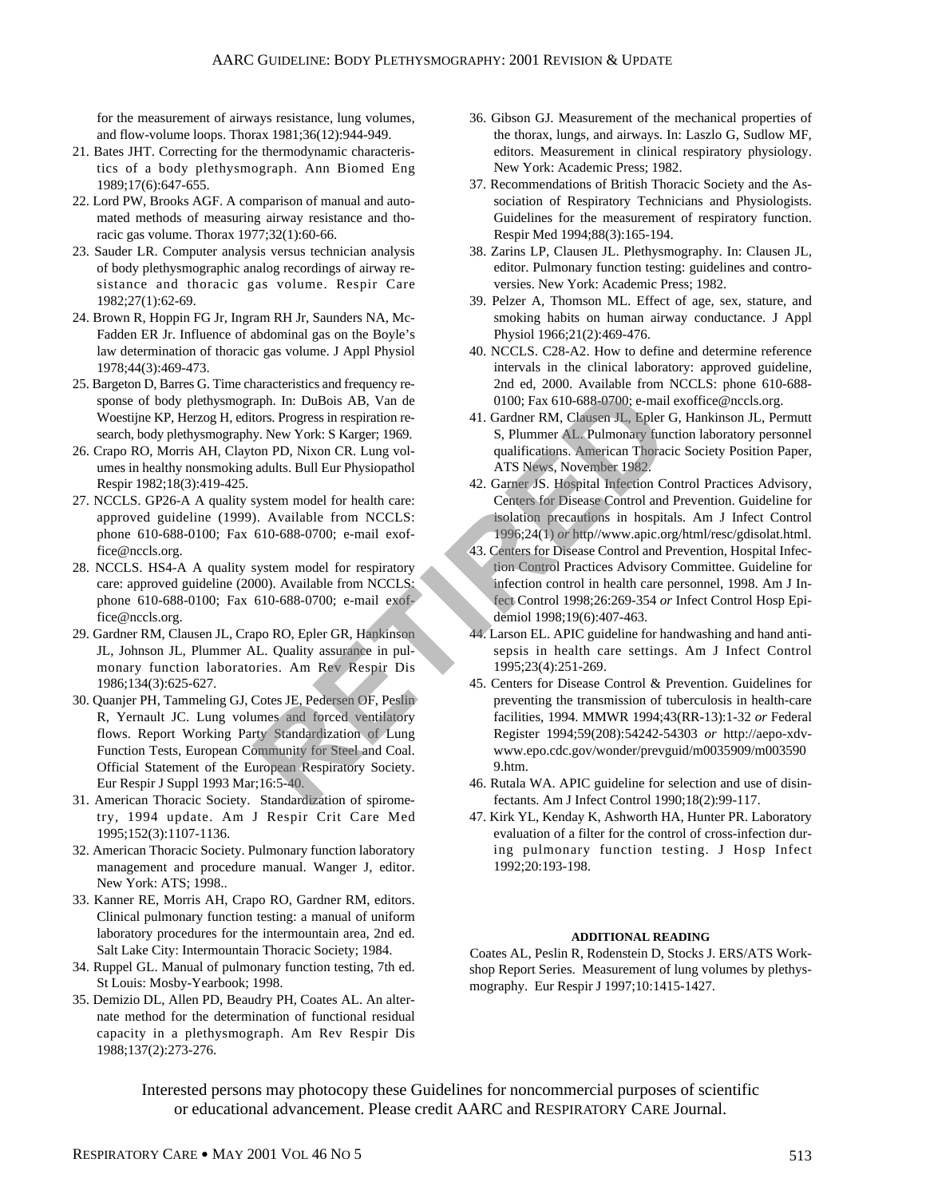for the measurement of airways resistance, lung volumes, and flow-volume loops. Thorax 1981;36(12):944-949.

21. Bates JHT. Correcting for the thermodynamic characteristics of a body plethysmograph. Ann Biomed Eng 1989;17(6):647-655.
22. Lord PW, Brooks AGF. A comparison of manual and automated methods of measuring airway resistance and thoracic gas volume. Thorax 1977;32(1):60-66.
23. Sauder LR. Computer analysis versus technician analysis of body plethysmographic analog recordings of airway resistance and thoracic gas volume. Respir Care 1982;27(1):62-69.
24. Brown R, Hoppin FG Jr, Ingram RH Jr, Saunders NA, McFadden ER Jr. Influence of abdominal gas on the Boyle's law determination of thoracic gas volume. J Appl Physiol 1978;44(3):469-473.
25. Bargeton D, Barres G. Time characteristics and frequency response of body plethysmograph. In: DuBois AB, Van de Woestijne KP, Herzog H, editors. Progress in respiration research, body plethysmography. New York: S Karger; 1969.
26. Crapo RO, Morris AH, Clayton PD, Nixon CR. Lung volumes in healthy nonsmoking adults. Bull Eur Physiopathol Respir 1982;18(3):419-425.
27. NCCLS. GP26-A A quality system model for health care: approved guideline (1999). Available from NCCLS: phone 610-688-0100; Fax 610-688-0700; e-mail exoffice@nccls.org.
28. NCCLS. HS4-A A quality system model for respiratory care: approved guideline (2000). Available from NCCLS: phone 610-688-0100; Fax 610-688-0700; e-mail exoffice@nccls.org.
29. Gardner RM, Clausen JL, Crapo RO, Epler GR, Hankinson JL, Johnson JL, Plummer AL. Quality assurance in pulmonary function laboratories. Am Rev Respir Dis 1986;134(3):625-627.
30. Quanjer PH, Tammeling GJ, Cotes JE, Pedersen OF, Peslin R, Yernault JC. Lung volumes and forced ventilatory flows. Report Working Party Standardization of Lung Function Tests, European Community for Steel and Coal. Official Statement of the European Respiratory Society. Eur Respir J Suppl 1993 Mar;16:5-40.
31. American Thoracic Society. Standardization of spirometry, 1994 update. Am J Respir Crit Care Med 1995;152(3):1107-1136.
32. American Thoracic Society. Pulmonary function laboratory management and procedure manual. Wanger J, editor. New York: ATS; 1998..
33. Kanner RE, Morris AH, Crapo RO, Gardner RM, editors. Clinical pulmonary function testing: a manual of uniform laboratory procedures for the intermountain area, 2nd ed. Salt Lake City: Intermountain Thoracic Society; 1984.
34. Ruppel GL. Manual of pulmonary function testing, 7th ed. St Louis: Mosby-Yearbook; 1998.
35. Demizio DL, Allen PD, Beaudry PH, Coates AL. An alternate method for the determination of functional residual capacity in a plethysmograph. Am Rev Respir Dis 1988;137(2):273-276.
36. Gibson GJ. Measurement of the mechanical properties of the thorax, lungs, and airways. In: Laszlo G, Sudlow MF, editors. Measurement in clinical respiratory physiology. New York: Academic Press; 1982.
37. Recommendations of British Thoracic Society and the Association of Respiratory Technicians and Physiologists. Guidelines for the measurement of respiratory function. Respir Med 1994;88(3):165-194.
38. Zarins LP, Clausen JL. Plethysmography. In: Clausen JL, editor. Pulmonary function testing: guidelines and controversies. New York: Academic Press; 1982.
39. Pelzer A, Thomson ML. Effect of age, sex, stature, and smoking habits on human airway conductance. J Appl Physiol 1966;21(2):469-476.
40. NCCLS. C28-A2. How to define and determine reference intervals in the clinical laboratory: approved guideline, 2nd ed, 2000. Available from NCCLS: phone 610-688-0100; Fax 610-688-0700; e-mail exoffice@nccls.org.
41. Gardner RM, Clausen JL, Epler G, Hankinson JL, Permutt S, Plummer AL. Pulmonary function laboratory personnel qualifications. American Thoracic Society Position Paper, ATS News, November 1982.
42. Garner JS. Hospital Infection Control Practices Advisory, Centers for Disease Control and Prevention. Guideline for isolation precautions in hospitals. Am J Infect Control 1996;24(1) *or* http//www.apic.org/html/resc/gdisolat.html.
43. Centers for Disease Control and Prevention, Hospital Infection Control Practices Advisory Committee. Guideline for infection control in health care personnel, 1998. Am J Infect Control 1998;26:269-354 *or* Infect Control Hosp Epidemiol 1998;19(6):407-463.
44. Larson EL. APIC guideline for handwashing and hand antisepsis in health care settings. Am J Infect Control 1995;23(4):251-269.
45. Centers for Disease Control & Prevention. Guidelines for preventing the transmission of tuberculosis in health-care facilities, 1994. MMWR 1994;43(RR-13):1-32 *or* Federal Register 1994;59(208):54242-54303 *or* http://aepo-xdv-www.epo.cdc.gov/wonder/prevguid/m0035909/m0035909.htm.
46. Rutala WA. APIC guideline for selection and use of disinfectants. Am J Infect Control 1990;18(2):99-117.
47. Kirk YL, Kenday K, Ashworth HA, Hunter PR. Laboratory evaluation of a filter for the control of cross-infection during pulmonary function testing. J Hosp Infect 1992;20:193-198.

## ADDITIONAL READING

Coates AL, Peslin R, Rodenstein D, Stocks J. ERS/ATS Workshop Report Series. Measurement of lung volumes by plethysmography. Eur Respir J 1997;10:1415-1427.

Interested persons may photocopy these Guidelines for noncommercial purposes of scientific or educational advancement. Please credit AARC and RESPIRATORY CARE Journal.